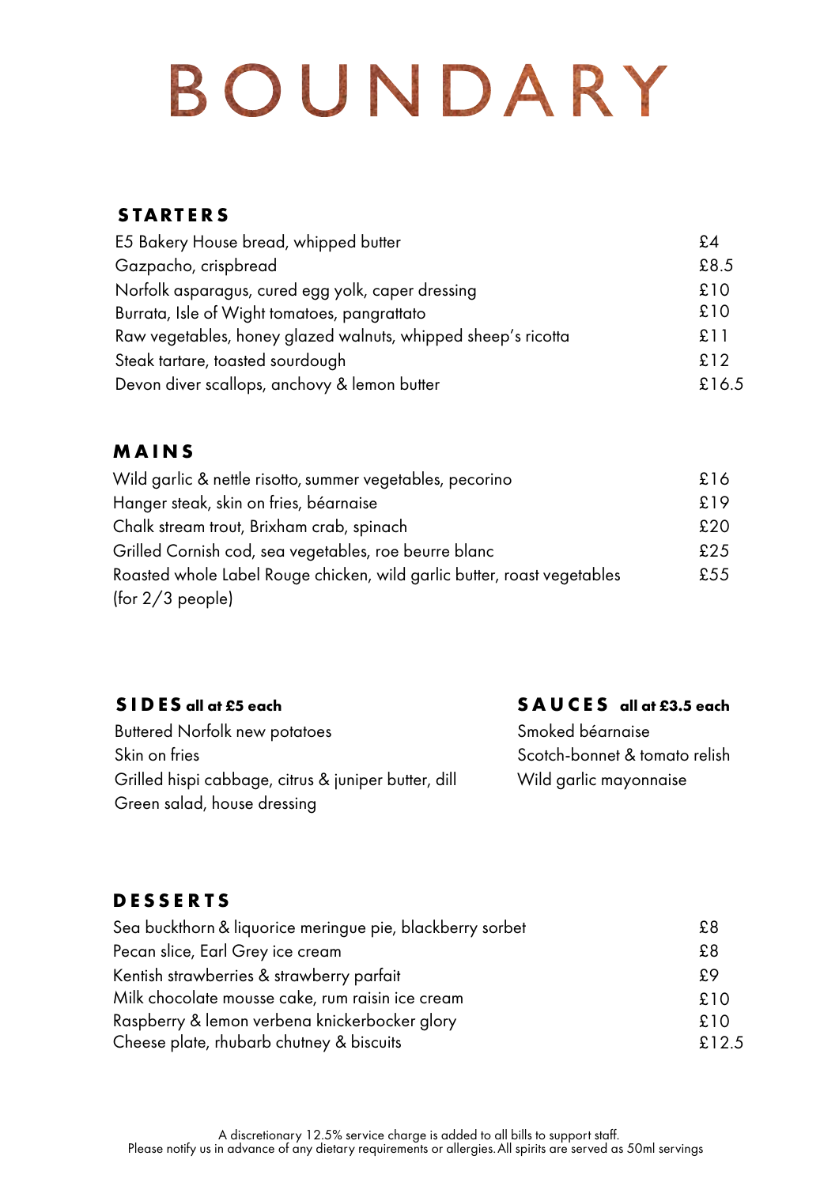# BOUNDARY

## STARTERS

| | |
|---|---|
| E5 Bakery House bread, whipped butter | £4 |
| Gazpacho, crispbread | £8.5 |
| Norfolk asparagus, cured egg yolk, caper dressing | £10 |
| Burrata, Isle of Wight tomatoes, pangrattato | £10 |
| Raw vegetables, honey glazed walnuts, whipped sheep's ricotta | £11 |
| Steak tartare, toasted sourdough | £12 |
| Devon diver scallops, anchovy & lemon butter | £16.5 |

## MAINS

| | |
|---|---|
| Wild garlic & nettle risotto, summer vegetables, pecorino | £16 |
| Hanger steak, skin on fries, béarnaise | £19 |
| Chalk stream trout, Brixham crab, spinach | £20 |
| Grilled Cornish cod, sea vegetables, roe beurre blanc | £25 |
| Roasted whole Label Rouge chicken, wild garlic butter, roast vegetables (for 2/3 people) | £55 |

## SIDES all at £5 each

Buttered Norfolk new potatoes
Skin on fries
Grilled hispi cabbage, citrus & juniper butter, dill
Green salad, house dressing

## SAUCES all at £3.5 each

Smoked béarnaise
Scotch-bonnet & tomato relish
Wild garlic mayonnaise

## DESSERTS

| | |
|---|---|
| Sea buckthorn & liquorice meringue pie, blackberry sorbet | £8 |
| Pecan slice, Earl Grey ice cream | £8 |
| Kentish strawberries & strawberry parfait | £9 |
| Milk chocolate mousse cake, rum raisin ice cream | £10 |
| Raspberry & lemon verbena knickerbocker glory | £10 |
| Cheese plate, rhubarb chutney & biscuits | £12.5 |

A discretionary 12.5% service charge is added to all bills to support staff.
Please notify us in advance of any dietary requirements or allergies. All spirits are served as 50ml servings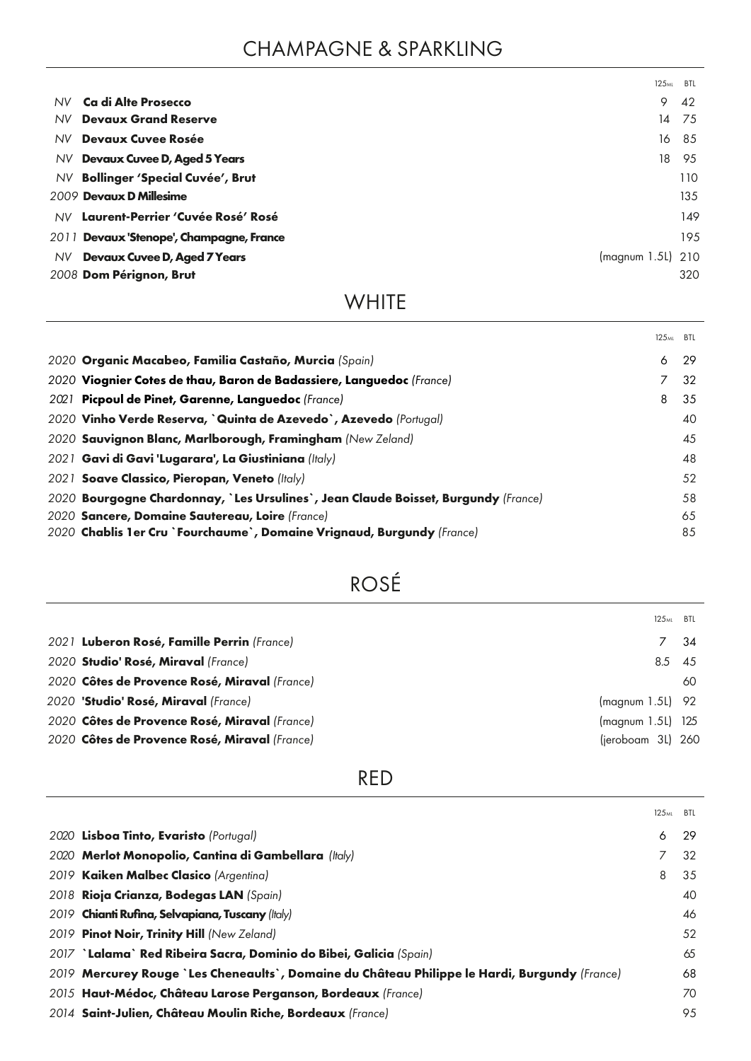# CHAMPAGNE & SPARKLING

| | | 125ML | BTL |
|---|---|---|---|
| NV | **Ca di Alte Prosecco** | 9 | 42 |
| NV | **Devaux Grand Reserve** | 14 | 75 |
| NV | **Devaux Cuvee Rosée** | 16 | 85 |
| NV | **Devaux Cuvee D, Aged 5 Years** | 18 | 95 |
| NV | **Bollinger 'Special Cuvée', Brut** | | 110 |
| 2009 | **Devaux D Millesime** | | 135 |
| NV | **Laurent-Perrier 'Cuvée Rosé' Rosé** | | 149 |
| 2011 | **Devaux 'Stenope', Champagne, France** | | 195 |
| NV | **Devaux Cuvee D, Aged 7 Years** | (magnum 1.5L) | 210 |
| 2008 | **Dom Pérignon, Brut** | | 320 |

# WHITE

| | | 125ML | BTL |
|---|---|---|---|
| 2020 | **Organic Macabeo, Familia Castaño, Murcia** *(Spain)* | 6 | 29 |
| 2020 | **Viognier Cotes de thau, Baron de Badassiere, Languedoc** *(France)* | 7 | 32 |
| 2021 | **Picpoul de Pinet, Garenne, Languedoc** *(France)* | 8 | 35 |
| 2020 | **Vinho Verde Reserva, `Quinta de Azevedo`, Azevedo** *(Portugal)* | | 40 |
| 2020 | **Sauvignon Blanc, Marlborough, Framingham** *(New Zeland)* | | 45 |
| 2021 | **Gavi di Gavi 'Lugarara', La Giustiniana** *(Italy)* | | 48 |
| 2021 | **Soave Classico, Pieropan, Veneto** *(Italy)* | | 52 |
| 2020 | **Bourgogne Chardonnay, `Les Ursulines`, Jean Claude Boisset, Burgundy** *(France)* | | 58 |
| 2020 | **Sancere, Domaine Sautereau, Loire** *(France)* | | 65 |
| 2020 | **Chablis 1er Cru `Fourchaume`, Domaine Vrignaud, Burgundy** *(France)* | | 85 |

# ROSÉ

| | | 125ML | BTL |
|---|---|---|---|
| 2021 | **Luberon Rosé, Famille Perrin** *(France)* | 7 | 34 |
| 2020 | **Studio' Rosé, Miraval** *(France)* | 8.5 | 45 |
| 2020 | **Côtes de Provence Rosé, Miraval** *(France)* | | 60 |
| 2020 | **'Studio' Rosé, Miraval** *(France)* | (magnum 1.5L) | 92 |
| 2020 | **Côtes de Provence Rosé, Miraval** *(France)* | (magnum 1.5L) | 125 |
| 2020 | **Côtes de Provence Rosé, Miraval** *(France)* | (jeroboam 3L) | 260 |

# RED

| | | 125ML | BTL |
|---|---|---|---|
| 2020 | **Lisboa Tinto, Evaristo** *(Portugal)* | 6 | 29 |
| 2020 | **Merlot Monopolio, Cantina di Gambellara** *(Italy)* | 7 | 32 |
| 2019 | **Kaiken Malbec Clasico** *(Argentina)* | 8 | 35 |
| 2018 | **Rioja Crianza, Bodegas LAN** *(Spain)* | | 40 |
| 2019 | **Chianti Rufina, Selvapiana, Tuscany** *(Italy)* | | 46 |
| 2019 | **Pinot Noir, Trinity Hill** *(New Zeland)* | | 52 |
| 2017 | **`Lalama` Red Ribeira Sacra, Dominio do Bibei, Galicia** *(Spain)* | | 65 |
| 2019 | **Mercurey Rouge `Les Cheneaults`, Domaine du Château Philippe le Hardi, Burgundy** *(France)* | | 68 |
| 2015 | **Haut-Médoc, Château Larose Perganson, Bordeaux** *(France)* | | 70 |
| 2014 | **Saint-Julien, Château Moulin Riche, Bordeaux** *(France)* | | 95 |